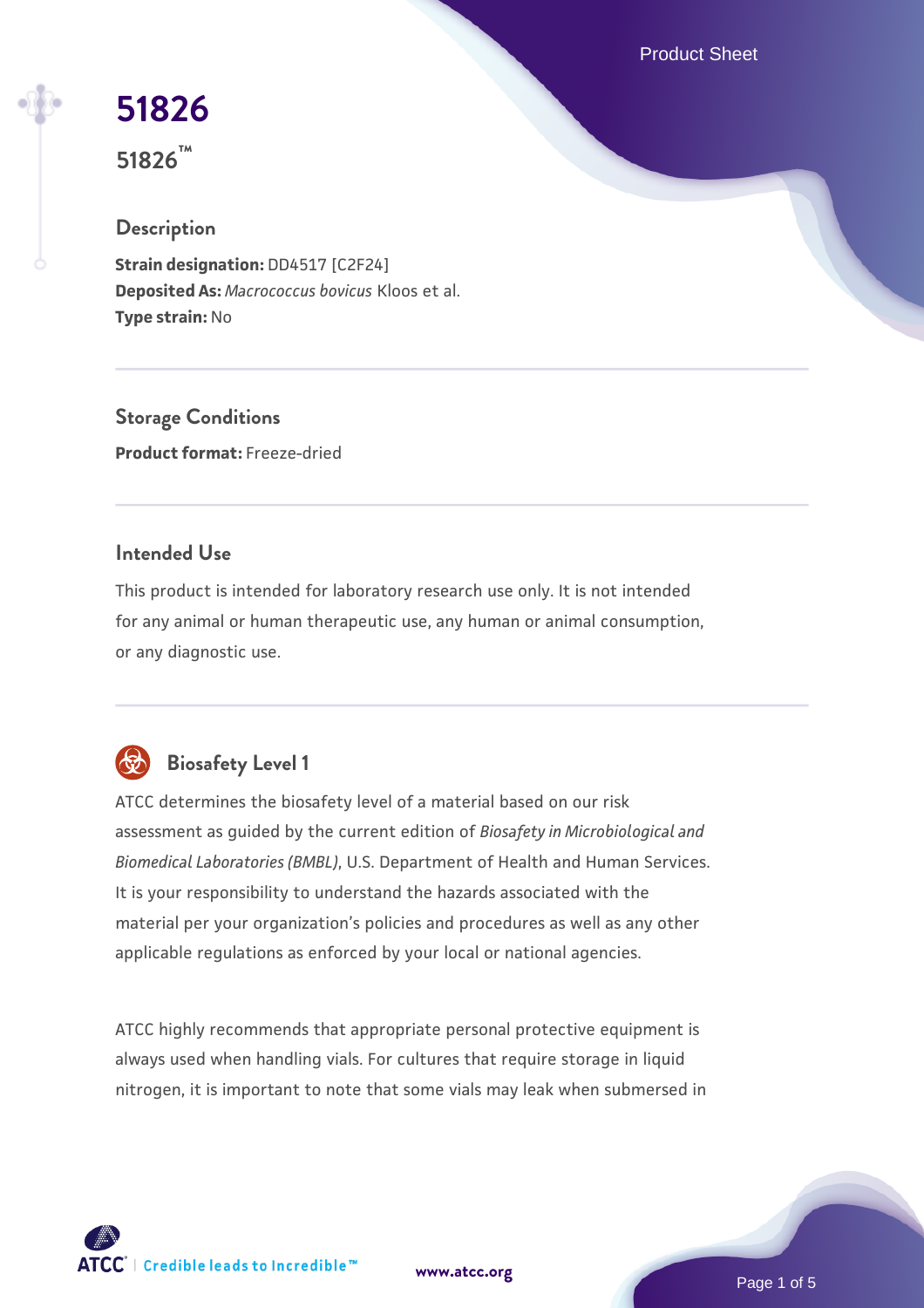# 51826

**51826™**

## Description

**Strain designation:** DD4517 [C2F24]
**Deposited As:** *Macrococcus bovicus* Kloos et al.
**Type strain:** No

## Storage Conditions

**Product format:** Freeze-dried

## Intended Use

This product is intended for laboratory research use only. It is not intended for any animal or human therapeutic use, any human or animal consumption, or any diagnostic use.

## Biosafety Level 1

ATCC determines the biosafety level of a material based on our risk assessment as guided by the current edition of *Biosafety in Microbiological and Biomedical Laboratories (BMBL)*, U.S. Department of Health and Human Services. It is your responsibility to understand the hazards associated with the material per your organization's policies and procedures as well as any other applicable regulations as enforced by your local or national agencies.

ATCC highly recommends that appropriate personal protective equipment is always used when handling vials. For cultures that require storage in liquid nitrogen, it is important to note that some vials may leak when submersed in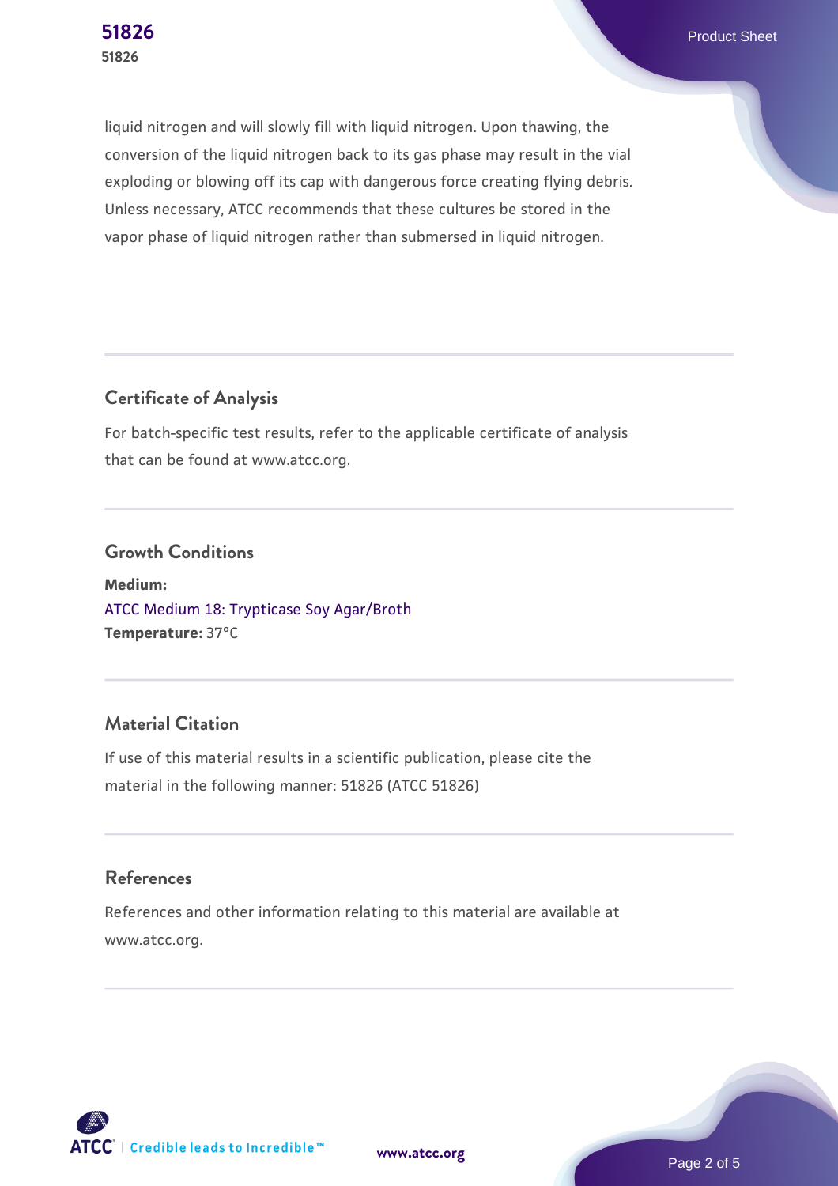liquid nitrogen and will slowly fill with liquid nitrogen. Upon thawing, the conversion of the liquid nitrogen back to its gas phase may result in the vial exploding or blowing off its cap with dangerous force creating flying debris. Unless necessary, ATCC recommends that these cultures be stored in the vapor phase of liquid nitrogen rather than submersed in liquid nitrogen.

## Certificate of Analysis

For batch-specific test results, refer to the applicable certificate of analysis that can be found at www.atcc.org.

## Growth Conditions

**Medium:**
ATCC Medium 18: Trypticase Soy Agar/Broth
**Temperature:** 37°C

## Material Citation

If use of this material results in a scientific publication, please cite the material in the following manner: 51826 (ATCC 51826)

## References

References and other information relating to this material are available at www.atcc.org.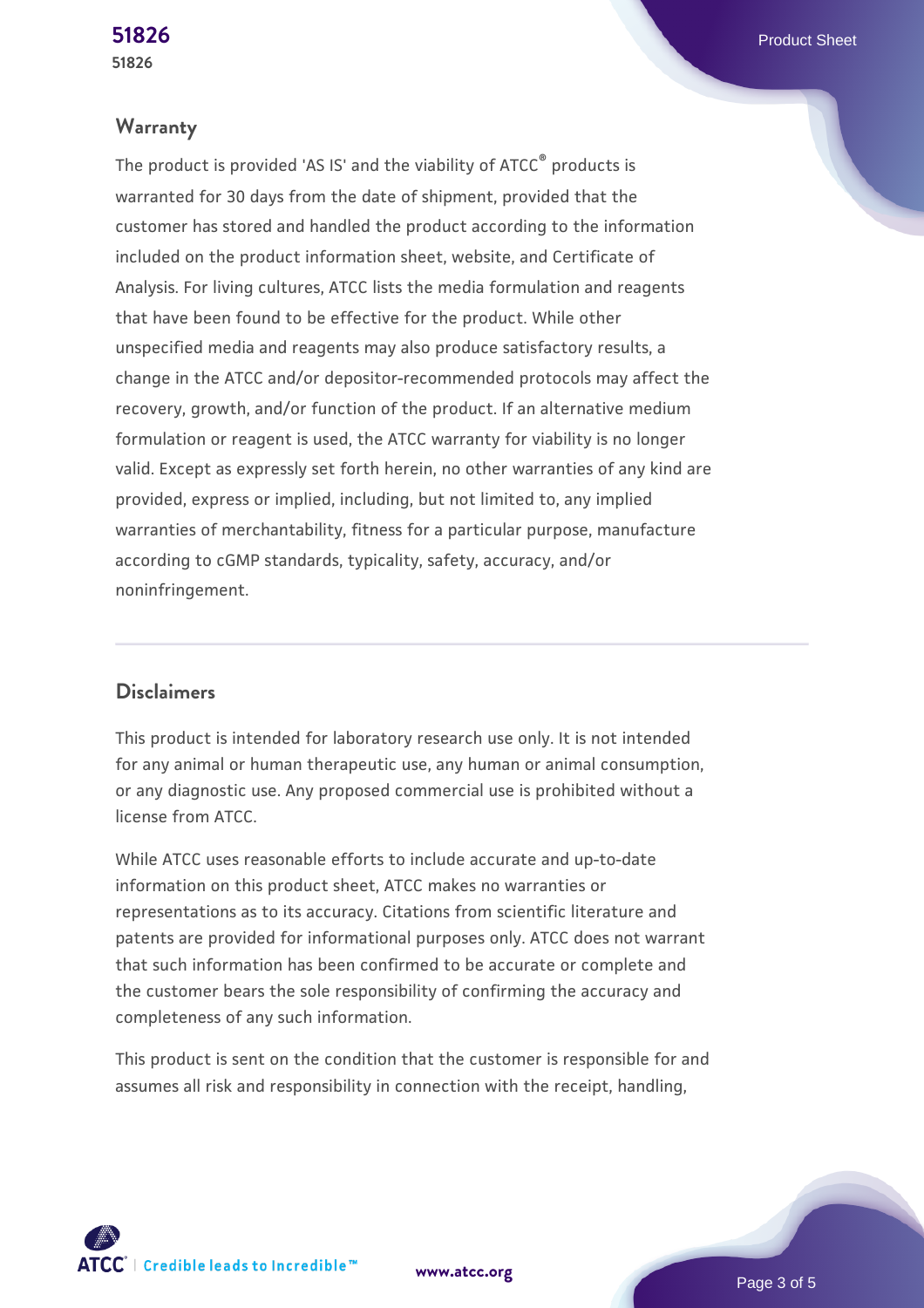## Warranty

The product is provided 'AS IS' and the viability of ATCC® products is warranted for 30 days from the date of shipment, provided that the customer has stored and handled the product according to the information included on the product information sheet, website, and Certificate of Analysis. For living cultures, ATCC lists the media formulation and reagents that have been found to be effective for the product. While other unspecified media and reagents may also produce satisfactory results, a change in the ATCC and/or depositor-recommended protocols may affect the recovery, growth, and/or function of the product. If an alternative medium formulation or reagent is used, the ATCC warranty for viability is no longer valid. Except as expressly set forth herein, no other warranties of any kind are provided, express or implied, including, but not limited to, any implied warranties of merchantability, fitness for a particular purpose, manufacture according to cGMP standards, typicality, safety, accuracy, and/or noninfringement.

## Disclaimers

This product is intended for laboratory research use only. It is not intended for any animal or human therapeutic use, any human or animal consumption, or any diagnostic use. Any proposed commercial use is prohibited without a license from ATCC.

While ATCC uses reasonable efforts to include accurate and up-to-date information on this product sheet, ATCC makes no warranties or representations as to its accuracy. Citations from scientific literature and patents are provided for informational purposes only. ATCC does not warrant that such information has been confirmed to be accurate or complete and the customer bears the sole responsibility of confirming the accuracy and completeness of any such information.

This product is sent on the condition that the customer is responsible for and assumes all risk and responsibility in connection with the receipt, handling,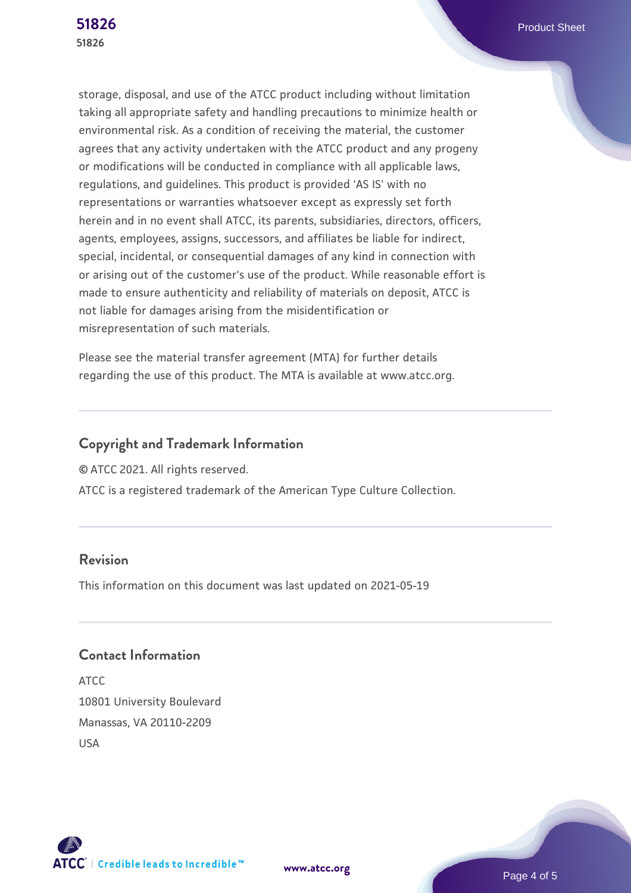storage, disposal, and use of the ATCC product including without limitation taking all appropriate safety and handling precautions to minimize health or environmental risk. As a condition of receiving the material, the customer agrees that any activity undertaken with the ATCC product and any progeny or modifications will be conducted in compliance with all applicable laws, regulations, and guidelines. This product is provided 'AS IS' with no representations or warranties whatsoever except as expressly set forth herein and in no event shall ATCC, its parents, subsidiaries, directors, officers, agents, employees, assigns, successors, and affiliates be liable for indirect, special, incidental, or consequential damages of any kind in connection with or arising out of the customer's use of the product. While reasonable effort is made to ensure authenticity and reliability of materials on deposit, ATCC is not liable for damages arising from the misidentification or misrepresentation of such materials.

Please see the material transfer agreement (MTA) for further details regarding the use of this product. The MTA is available at www.atcc.org.

## Copyright and Trademark Information

© ATCC 2021. All rights reserved.

ATCC is a registered trademark of the American Type Culture Collection.

## Revision

This information on this document was last updated on 2021-05-19

## Contact Information

ATCC
10801 University Boulevard
Manassas, VA 20110-2209
USA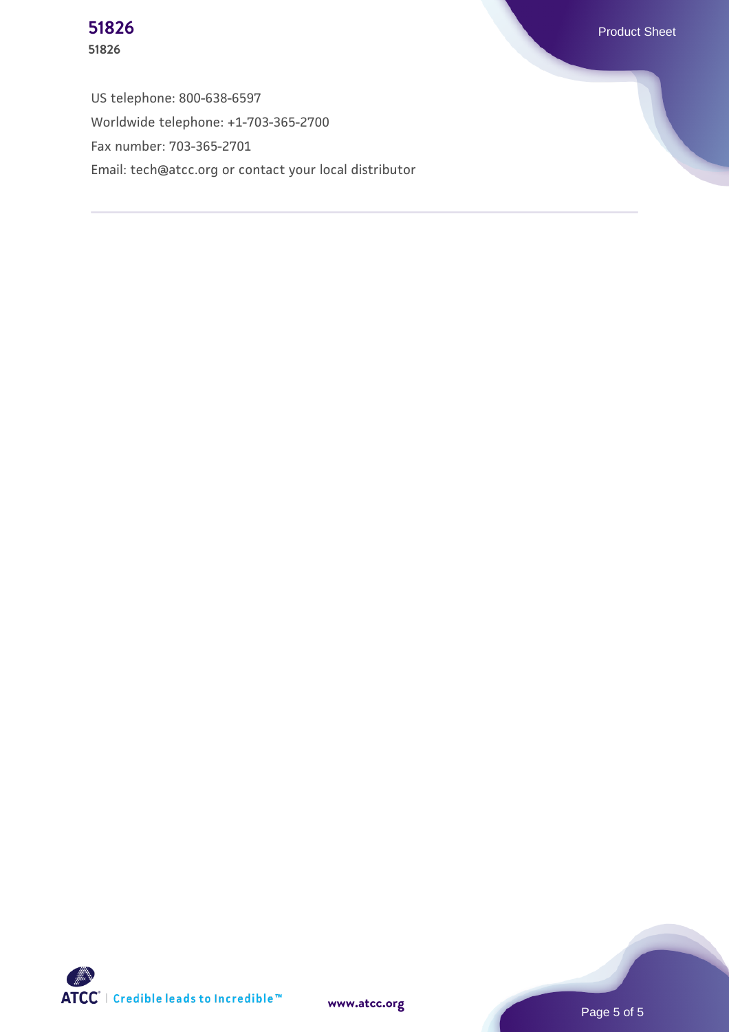US telephone: 800-638-6597

Worldwide telephone: +1-703-365-2700

Fax number: 703-365-2701

Email: tech@atcc.org or contact your local distributor